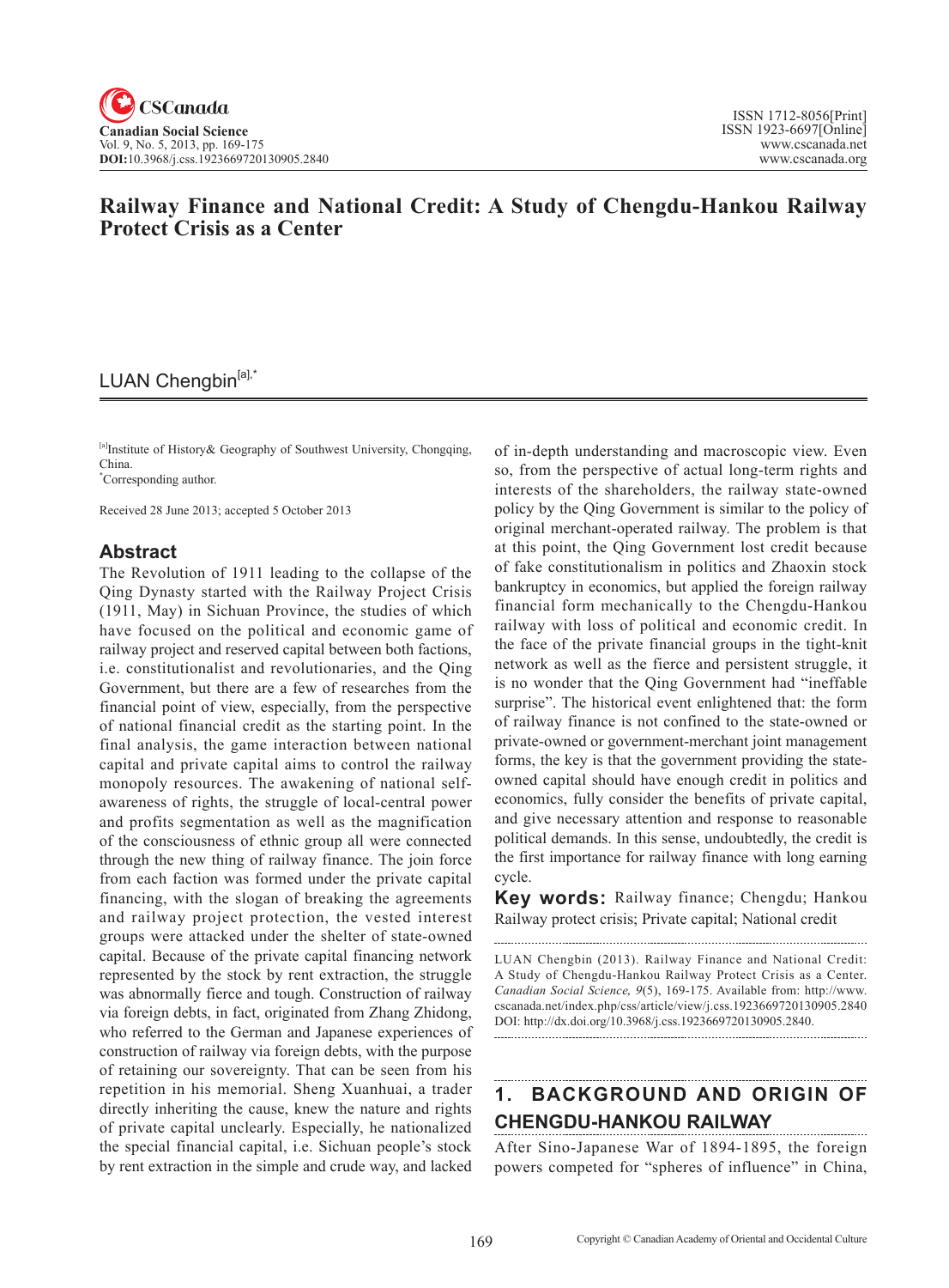# Railway Finance and National Credit: A Study of Chengdu-Hankou Railway Protect Crisis as a Center

LUAN Chengbin[a],*

[a]Institute of History& Geography of Southwest University, Chongqing, China.
*Corresponding author.

Received 28 June 2013; accepted 5 October 2013

## Abstract

The Revolution of 1911 leading to the collapse of the Qing Dynasty started with the Railway Project Crisis (1911, May) in Sichuan Province, the studies of which have focused on the political and economic game of railway project and reserved capital between both factions, i.e. constitutionalist and revolutionaries, and the Qing Government, but there are a few of researches from the financial point of view, especially, from the perspective of national financial credit as the starting point. In the final analysis, the game interaction between national capital and private capital aims to control the railway monopoly resources. The awakening of national self-awareness of rights, the struggle of local-central power and profits segmentation as well as the magnification of the consciousness of ethnic group all were connected through the new thing of railway finance. The join force from each faction was formed under the private capital financing, with the slogan of breaking the agreements and railway project protection, the vested interest groups were attacked under the shelter of state-owned capital. Because of the private capital financing network represented by the stock by rent extraction, the struggle was abnormally fierce and tough. Construction of railway via foreign debts, in fact, originated from Zhang Zhidong, who referred to the German and Japanese experiences of construction of railway via foreign debts, with the purpose of retaining our sovereignty. That can be seen from his repetition in his memorial. Sheng Xuanhuai, a trader directly inheriting the cause, knew the nature and rights of private capital unclearly. Especially, he nationalized the special financial capital, i.e. Sichuan people's stock by rent extraction in the simple and crude way, and lacked of in-depth understanding and macroscopic view. Even so, from the perspective of actual long-term rights and interests of the shareholders, the railway state-owned policy by the Qing Government is similar to the policy of original merchant-operated railway. The problem is that at this point, the Qing Government lost credit because of fake constitutionalism in politics and Zhaoxin stock bankruptcy in economics, but applied the foreign railway financial form mechanically to the Chengdu-Hankou railway with loss of political and economic credit. In the face of the private financial groups in the tight-knit network as well as the fierce and persistent struggle, it is no wonder that the Qing Government had "ineffable surprise". The historical event enlightened that: the form of railway finance is not confined to the state-owned or private-owned or government-merchant joint management forms, the key is that the government providing the state-owned capital should have enough credit in politics and economics, fully consider the benefits of private capital, and give necessary attention and response to reasonable political demands. In this sense, undoubtedly, the credit is the first importance for railway finance with long earning cycle.

**Key words:** Railway finance; Chengdu; Hankou Railway protect crisis; Private capital; National credit

LUAN Chengbin (2013). Railway Finance and National Credit: A Study of Chengdu-Hankou Railway Protect Crisis as a Center. *Canadian Social Science, 9*(5), 169-175. Available from: http://www.cscanada.net/index.php/css/article/view/j.css.1923669720130905.2840 DOI: http://dx.doi.org/10.3968/j.css.1923669720130905.2840.

## 1. BACKGROUND AND ORIGIN OF CHENGDU-HANKOU RAILWAY

After Sino-Japanese War of 1894-1895, the foreign powers competed for "spheres of influence" in China,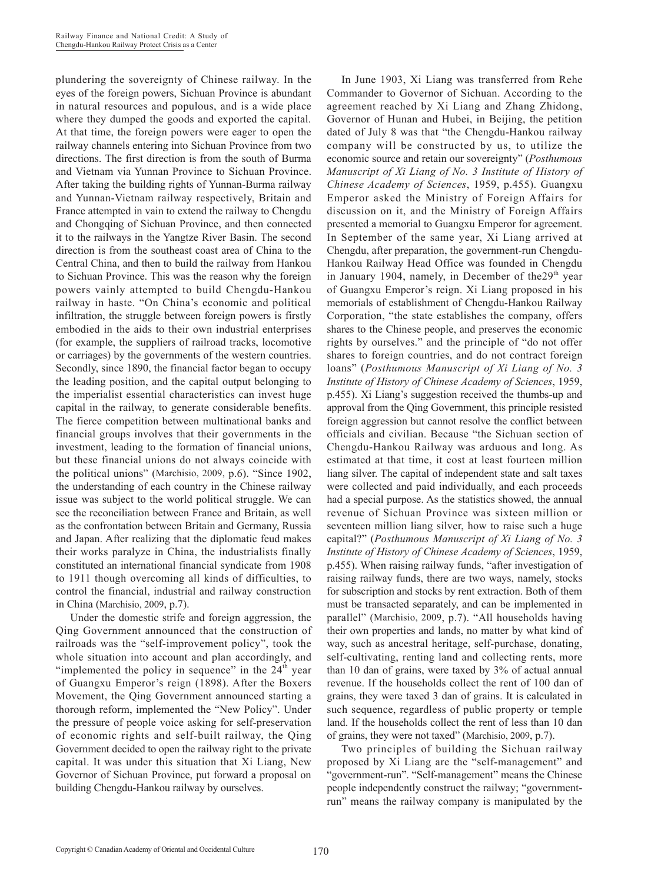plundering the sovereignty of Chinese railway. In the eyes of the foreign powers, Sichuan Province is abundant in natural resources and populous, and is a wide place where they dumped the goods and exported the capital. At that time, the foreign powers were eager to open the railway channels entering into Sichuan Province from two directions. The first direction is from the south of Burma and Vietnam via Yunnan Province to Sichuan Province. After taking the building rights of Yunnan-Burma railway and Yunnan-Vietnam railway respectively, Britain and France attempted in vain to extend the railway to Chengdu and Chongqing of Sichuan Province, and then connected it to the railways in the Yangtze River Basin. The second direction is from the southeast coast area of China to the Central China, and then to build the railway from Hankou to Sichuan Province. This was the reason why the foreign powers vainly attempted to build Chengdu-Hankou railway in haste. "On China's economic and political infiltration, the struggle between foreign powers is firstly embodied in the aids to their own industrial enterprises (for example, the suppliers of railroad tracks, locomotive or carriages) by the governments of the western countries. Secondly, since 1890, the financial factor began to occupy the leading position, and the capital output belonging to the imperialist essential characteristics can invest huge capital in the railway, to generate considerable benefits. The fierce competition between multinational banks and financial groups involves that their governments in the investment, leading to the formation of financial unions, but these financial unions do not always coincide with the political unions" (Marchisio, 2009, p.6). "Since 1902, the understanding of each country in the Chinese railway issue was subject to the world political struggle. We can see the reconciliation between France and Britain, as well as the confrontation between Britain and Germany, Russia and Japan. After realizing that the diplomatic feud makes their works paralyze in China, the industrialists finally constituted an international financial syndicate from 1908 to 1911 though overcoming all kinds of difficulties, to control the financial, industrial and railway construction in China (Marchisio, 2009, p.7).

Under the domestic strife and foreign aggression, the Qing Government announced that the construction of railroads was the "self-improvement policy", took the whole situation into account and plan accordingly, and "implemented the policy in sequence" in the 24th year of Guangxu Emperor's reign (1898). After the Boxers Movement, the Qing Government announced starting a thorough reform, implemented the "New Policy". Under the pressure of people voice asking for self-preservation of economic rights and self-built railway, the Qing Government decided to open the railway right to the private capital. It was under this situation that Xi Liang, New Governor of Sichuan Province, put forward a proposal on building Chengdu-Hankou railway by ourselves.

In June 1903, Xi Liang was transferred from Rehe Commander to Governor of Sichuan. According to the agreement reached by Xi Liang and Zhang Zhidong, Governor of Hunan and Hubei, in Beijing, the petition dated of July 8 was that "the Chengdu-Hankou railway company will be constructed by us, to utilize the economic source and retain our sovereignty" (*Posthumous Manuscript of Xi Liang of No. 3 Institute of History of Chinese Academy of Sciences*, 1959, p.455). Guangxu Emperor asked the Ministry of Foreign Affairs for discussion on it, and the Ministry of Foreign Affairs presented a memorial to Guangxu Emperor for agreement. In September of the same year, Xi Liang arrived at Chengdu, after preparation, the government-run Chengdu-Hankou Railway Head Office was founded in Chengdu in January 1904, namely, in December of the29th year of Guangxu Emperor's reign. Xi Liang proposed in his memorials of establishment of Chengdu-Hankou Railway Corporation, "the state establishes the company, offers shares to the Chinese people, and preserves the economic rights by ourselves." and the principle of "do not offer shares to foreign countries, and do not contract foreign loans" (*Posthumous Manuscript of Xi Liang of No. 3 Institute of History of Chinese Academy of Sciences*, 1959, p.455). Xi Liang's suggestion received the thumbs-up and approval from the Qing Government, this principle resisted foreign aggression but cannot resolve the conflict between officials and civilian. Because "the Sichuan section of Chengdu-Hankou Railway was arduous and long. As estimated at that time, it cost at least fourteen million liang silver. The capital of independent state and salt taxes were collected and paid individually, and each proceeds had a special purpose. As the statistics showed, the annual revenue of Sichuan Province was sixteen million or seventeen million liang silver, how to raise such a huge capital?" (*Posthumous Manuscript of Xi Liang of No. 3 Institute of History of Chinese Academy of Sciences*, 1959, p.455). When raising railway funds, "after investigation of raising railway funds, there are two ways, namely, stocks for subscription and stocks by rent extraction. Both of them must be transacted separately, and can be implemented in parallel" (Marchisio, 2009, p.7). "All households having their own properties and lands, no matter by what kind of way, such as ancestral heritage, self-purchase, donating, self-cultivating, renting land and collecting rents, more than 10 dan of grains, were taxed by 3% of actual annual revenue. If the households collect the rent of 100 dan of grains, they were taxed 3 dan of grains. It is calculated in such sequence, regardless of public property or temple land. If the households collect the rent of less than 10 dan of grains, they were not taxed" (Marchisio, 2009, p.7).

Two principles of building the Sichuan railway proposed by Xi Liang are the "self-management" and "government-run". "Self-management" means the Chinese people independently construct the railway; "government-run" means the railway company is manipulated by the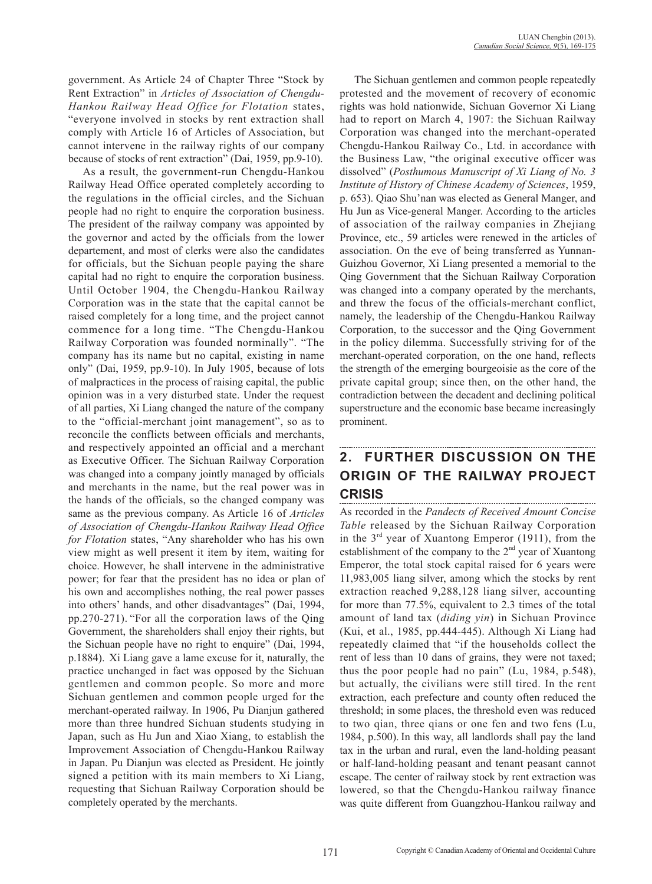government. As Article 24 of Chapter Three "Stock by Rent Extraction" in *Articles of Association of Chengdu-Hankou Railway Head Office for Flotation* states, "everyone involved in stocks by rent extraction shall comply with Article 16 of Articles of Association, but cannot intervene in the railway rights of our company because of stocks of rent extraction" (Dai, 1959, pp.9-10).

As a result, the government-run Chengdu-Hankou Railway Head Office operated completely according to the regulations in the official circles, and the Sichuan people had no right to enquire the corporation business. The president of the railway company was appointed by the governor and acted by the officials from the lower departement, and most of clerks were also the candidates for officials, but the Sichuan people paying the share capital had no right to enquire the corporation business. Until October 1904, the Chengdu-Hankou Railway Corporation was in the state that the capital cannot be raised completely for a long time, and the project cannot commence for a long time. "The Chengdu-Hankou Railway Corporation was founded norminally". "The company has its name but no capital, existing in name only" (Dai, 1959, pp.9-10). In July 1905, because of lots of malpractices in the process of raising capital, the public opinion was in a very disturbed state. Under the request of all parties, Xi Liang changed the nature of the company to the "official-merchant joint management", so as to reconcile the conflicts between officials and merchants, and respectively appointed an official and a merchant as Executive Officer. The Sichuan Railway Corporation was changed into a company jointly managed by officials and merchants in the name, but the real power was in the hands of the officials, so the changed company was same as the previous company. As Article 16 of *Articles of Association of Chengdu-Hankou Railway Head Office for Flotation* states, "Any shareholder who has his own view might as well present it item by item, waiting for choice. However, he shall intervene in the administrative power; for fear that the president has no idea or plan of his own and accomplishes nothing, the real power passes into others' hands, and other disadvantages" (Dai, 1994, pp.270-271). "For all the corporation laws of the Qing Government, the shareholders shall enjoy their rights, but the Sichuan people have no right to enquire" (Dai, 1994, p.1884). Xi Liang gave a lame excuse for it, naturally, the practice unchanged in fact was opposed by the Sichuan gentlemen and common people. So more and more Sichuan gentlemen and common people urged for the merchant-operated railway. In 1906, Pu Dianjun gathered more than three hundred Sichuan students studying in Japan, such as Hu Jun and Xiao Xiang, to establish the Improvement Association of Chengdu-Hankou Railway in Japan. Pu Dianjun was elected as President. He jointly signed a petition with its main members to Xi Liang, requesting that Sichuan Railway Corporation should be completely operated by the merchants.

The Sichuan gentlemen and common people repeatedly protested and the movement of recovery of economic rights was hold nationwide, Sichuan Governor Xi Liang had to report on March 4, 1907: the Sichuan Railway Corporation was changed into the merchant-operated Chengdu-Hankou Railway Co., Ltd. in accordance with the Business Law, "the original executive officer was dissolved" (*Posthumous Manuscript of Xi Liang of No. 3 Institute of History of Chinese Academy of Sciences*, 1959, p. 653). Qiao Shu'nan was elected as General Manger, and Hu Jun as Vice-general Manger. According to the articles of association of the railway companies in Zhejiang Province, etc., 59 articles were renewed in the articles of association. On the eve of being transferred as Yunnan-Guizhou Governor, Xi Liang presented a memorial to the Qing Government that the Sichuan Railway Corporation was changed into a company operated by the merchants, and threw the focus of the officials-merchant conflict, namely, the leadership of the Chengdu-Hankou Railway Corporation, to the successor and the Qing Government in the policy dilemma. Successfully striving for of the merchant-operated corporation, on the one hand, reflects the strength of the emerging bourgeoisie as the core of the private capital group; since then, on the other hand, the contradiction between the decadent and declining political superstructure and the economic base became increasingly prominent.

## 2. FURTHER DISCUSSION ON THE ORIGIN OF THE RAILWAY PROJECT CRISIS

As recorded in the *Pandects of Received Amount Concise Table* released by the Sichuan Railway Corporation in the 3rd year of Xuantong Emperor (1911), from the establishment of the company to the 2nd year of Xuantong Emperor, the total stock capital raised for 6 years were 11,983,005 liang silver, among which the stocks by rent extraction reached 9,288,128 liang silver, accounting for more than 77.5%, equivalent to 2.3 times of the total amount of land tax (*diding yin*) in Sichuan Province (Kui, et al., 1985, pp.444-445). Although Xi Liang had repeatedly claimed that "if the households collect the rent of less than 10 dans of grains, they were not taxed; thus the poor people had no pain" (Lu, 1984, p.548), but actually, the civilians were still tired. In the rent extraction, each prefecture and county often reduced the threshold; in some places, the threshold even was reduced to two qian, three qians or one fen and two fens (Lu, 1984, p.500). In this way, all landlords shall pay the land tax in the urban and rural, even the land-holding peasant or half-land-holding peasant and tenant peasant cannot escape. The center of railway stock by rent extraction was lowered, so that the Chengdu-Hankou railway finance was quite different from Guangzhou-Hankou railway and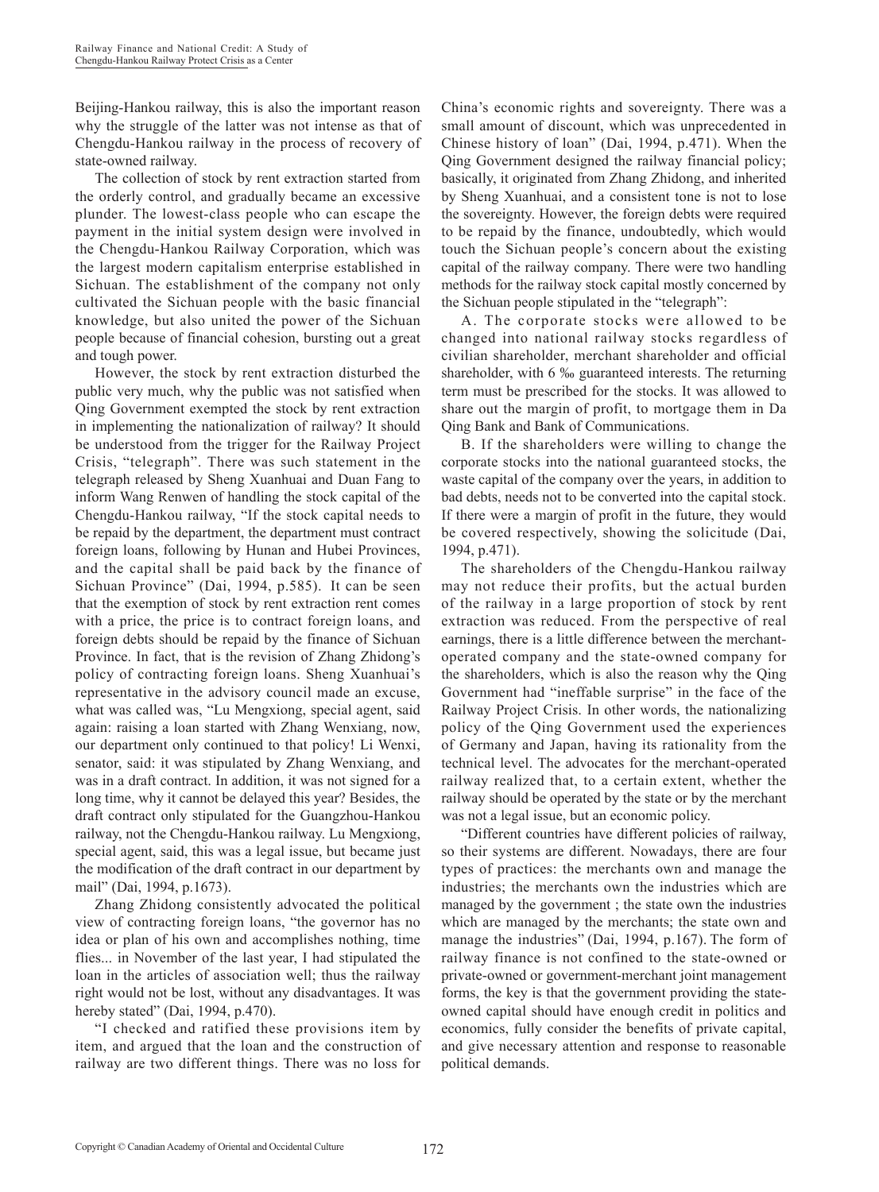Beijing-Hankou railway, this is also the important reason why the struggle of the latter was not intense as that of Chengdu-Hankou railway in the process of recovery of state-owned railway.

The collection of stock by rent extraction started from the orderly control, and gradually became an excessive plunder. The lowest-class people who can escape the payment in the initial system design were involved in the Chengdu-Hankou Railway Corporation, which was the largest modern capitalism enterprise established in Sichuan. The establishment of the company not only cultivated the Sichuan people with the basic financial knowledge, but also united the power of the Sichuan people because of financial cohesion, bursting out a great and tough power.

However, the stock by rent extraction disturbed the public very much, why the public was not satisfied when Qing Government exempted the stock by rent extraction in implementing the nationalization of railway? It should be understood from the trigger for the Railway Project Crisis, "telegraph". There was such statement in the telegraph released by Sheng Xuanhuai and Duan Fang to inform Wang Renwen of handling the stock capital of the Chengdu-Hankou railway, "If the stock capital needs to be repaid by the department, the department must contract foreign loans, following by Hunan and Hubei Provinces, and the capital shall be paid back by the finance of Sichuan Province" (Dai, 1994, p.585). It can be seen that the exemption of stock by rent extraction rent comes with a price, the price is to contract foreign loans, and foreign debts should be repaid by the finance of Sichuan Province. In fact, that is the revision of Zhang Zhidong's policy of contracting foreign loans. Sheng Xuanhuai's representative in the advisory council made an excuse, what was called was, "Lu Mengxiong, special agent, said again: raising a loan started with Zhang Wenxiang, now, our department only continued to that policy! Li Wenxi, senator, said: it was stipulated by Zhang Wenxiang, and was in a draft contract. In addition, it was not signed for a long time, why it cannot be delayed this year? Besides, the draft contract only stipulated for the Guangzhou-Hankou railway, not the Chengdu-Hankou railway. Lu Mengxiong, special agent, said, this was a legal issue, but became just the modification of the draft contract in our department by mail" (Dai, 1994, p.1673).

Zhang Zhidong consistently advocated the political view of contracting foreign loans, "the governor has no idea or plan of his own and accomplishes nothing, time flies... in November of the last year, I had stipulated the loan in the articles of association well; thus the railway right would not be lost, without any disadvantages. It was hereby stated" (Dai, 1994, p.470).

"I checked and ratified these provisions item by item, and argued that the loan and the construction of railway are two different things. There was no loss for China's economic rights and sovereignty. There was a small amount of discount, which was unprecedented in Chinese history of loan" (Dai, 1994, p.471). When the Qing Government designed the railway financial policy; basically, it originated from Zhang Zhidong, and inherited by Sheng Xuanhuai, and a consistent tone is not to lose the sovereignty. However, the foreign debts were required to be repaid by the finance, undoubtedly, which would touch the Sichuan people's concern about the existing capital of the railway company. There were two handling methods for the railway stock capital mostly concerned by the Sichuan people stipulated in the "telegraph":

A. The corporate stocks were allowed to be changed into national railway stocks regardless of civilian shareholder, merchant shareholder and official shareholder, with 6 ‰ guaranteed interests. The returning term must be prescribed for the stocks. It was allowed to share out the margin of profit, to mortgage them in Da Qing Bank and Bank of Communications.

B. If the shareholders were willing to change the corporate stocks into the national guaranteed stocks, the waste capital of the company over the years, in addition to bad debts, needs not to be converted into the capital stock. If there were a margin of profit in the future, they would be covered respectively, showing the solicitude (Dai, 1994, p.471).

The shareholders of the Chengdu-Hankou railway may not reduce their profits, but the actual burden of the railway in a large proportion of stock by rent extraction was reduced. From the perspective of real earnings, there is a little difference between the merchant-operated company and the state-owned company for the shareholders, which is also the reason why the Qing Government had "ineffable surprise" in the face of the Railway Project Crisis. In other words, the nationalizing policy of the Qing Government used the experiences of Germany and Japan, having its rationality from the technical level. The advocates for the merchant-operated railway realized that, to a certain extent, whether the railway should be operated by the state or by the merchant was not a legal issue, but an economic policy.

"Different countries have different policies of railway, so their systems are different. Nowadays, there are four types of practices: the merchants own and manage the industries; the merchants own the industries which are managed by the government ; the state own the industries which are managed by the merchants; the state own and manage the industries" (Dai, 1994, p.167). The form of railway finance is not confined to the state-owned or private-owned or government-merchant joint management forms, the key is that the government providing the state-owned capital should have enough credit in politics and economics, fully consider the benefits of private capital, and give necessary attention and response to reasonable political demands.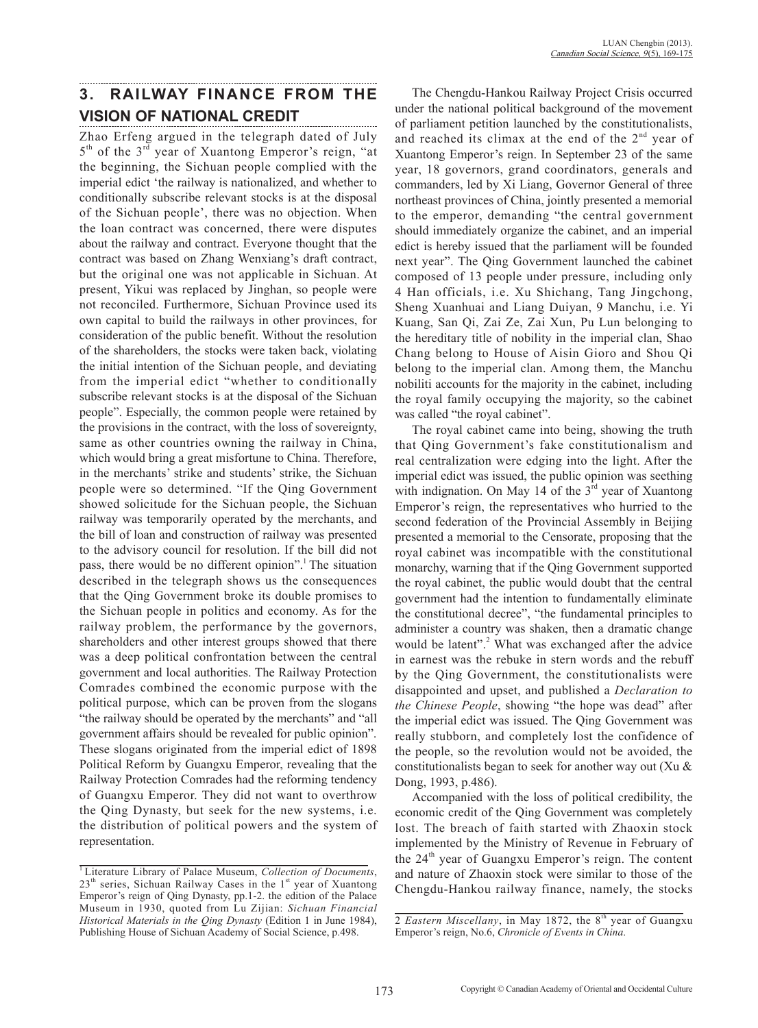## 3. RAILWAY FINANCE FROM THE VISION OF NATIONAL CREDIT

Zhao Erfeng argued in the telegraph dated of July 5th of the 3rd year of Xuantong Emperor's reign, "at the beginning, the Sichuan people complied with the imperial edict 'the railway is nationalized, and whether to conditionally subscribe relevant stocks is at the disposal of the Sichuan people', there was no objection. When the loan contract was concerned, there were disputes about the railway and contract. Everyone thought that the contract was based on Zhang Wenxiang's draft contract, but the original one was not applicable in Sichuan. At present, Yikui was replaced by Jinghan, so people were not reconciled. Furthermore, Sichuan Province used its own capital to build the railways in other provinces, for consideration of the public benefit. Without the resolution of the shareholders, the stocks were taken back, violating the initial intention of the Sichuan people, and deviating from the imperial edict "whether to conditionally subscribe relevant stocks is at the disposal of the Sichuan people". Especially, the common people were retained by the provisions in the contract, with the loss of sovereignty, same as other countries owning the railway in China, which would bring a great misfortune to China. Therefore, in the merchants' strike and students' strike, the Sichuan people were so determined. "If the Qing Government showed solicitude for the Sichuan people, the Sichuan railway was temporarily operated by the merchants, and the bill of loan and construction of railway was presented to the advisory council for resolution. If the bill did not pass, there would be no different opinion".[1] The situation described in the telegraph shows us the consequences that the Qing Government broke its double promises to the Sichuan people in politics and economy. As for the railway problem, the performance by the governors, shareholders and other interest groups showed that there was a deep political confrontation between the central government and local authorities. The Railway Protection Comrades combined the economic purpose with the political purpose, which can be proven from the slogans "the railway should be operated by the merchants" and "all government affairs should be revealed for public opinion". These slogans originated from the imperial edict of 1898 Political Reform by Guangxu Emperor, revealing that the Railway Protection Comrades had the reforming tendency of Guangxu Emperor. They did not want to overthrow the Qing Dynasty, but seek for the new systems, i.e. the distribution of political powers and the system of representation.

The Chengdu-Hankou Railway Project Crisis occurred under the national political background of the movement of parliament petition launched by the constitutionalists, and reached its climax at the end of the 2nd year of Xuantong Emperor's reign. In September 23 of the same year, 18 governors, grand coordinators, generals and commanders, led by Xi Liang, Governor General of three northeast provinces of China, jointly presented a memorial to the emperor, demanding "the central government should immediately organize the cabinet, and an imperial edict is hereby issued that the parliament will be founded next year". The Qing Government launched the cabinet composed of 13 people under pressure, including only 4 Han officials, i.e. Xu Shichang, Tang Jingchong, Sheng Xuanhuai and Liang Duiyan, 9 Manchu, i.e. Yi Kuang, San Qi, Zai Ze, Zai Xun, Pu Lun belonging to the hereditary title of nobility in the imperial clan, Shao Chang belong to House of Aisin Gioro and Shou Qi belong to the imperial clan. Among them, the Manchu nobiliti accounts for the majority in the cabinet, including the royal family occupying the majority, so the cabinet was called "the royal cabinet".

The royal cabinet came into being, showing the truth that Qing Government's fake constitutionalism and real centralization were edging into the light. After the imperial edict was issued, the public opinion was seething with indignation. On May 14 of the 3rd year of Xuantong Emperor's reign, the representatives who hurried to the second federation of the Provincial Assembly in Beijing presented a memorial to the Censorate, proposing that the royal cabinet was incompatible with the constitutional monarchy, warning that if the Qing Government supported the royal cabinet, the public would doubt that the central government had the intention to fundamentally eliminate the constitutional decree", "the fundamental principles to administer a country was shaken, then a dramatic change would be latent".[2] What was exchanged after the advice in earnest was the rebuke in stern words and the rebuff by the Qing Government, the constitutionalists were disappointed and upset, and published a *Declaration to the Chinese People*, showing "the hope was dead" after the imperial edict was issued. The Qing Government was really stubborn, and completely lost the confidence of the people, so the revolution would not be avoided, the constitutionalists began to seek for another way out (Xu & Dong, 1993, p.486).

Accompanied with the loss of political credibility, the economic credit of the Qing Government was completely lost. The breach of faith started with Zhaoxin stock implemented by the Ministry of Revenue in February of the 24th year of Guangxu Emperor's reign. The content and nature of Zhaoxin stock were similar to those of the Chengdu-Hankou railway finance, namely, the stocks

---

[1] Literature Library of Palace Museum, *Collection of Documents*, 23th series, Sichuan Railway Cases in the 1st year of Xuantong Emperor's reign of Qing Dynasty, pp.1-2. the edition of the Palace Museum in 1930, quoted from Lu Zijian: *Sichuan Financial Historical Materials in the Qing Dynasty* (Edition 1 in June 1984), Publishing House of Sichuan Academy of Social Science, p.498.

[2] *Eastern Miscellany*, in May 1872, the 8th year of Guangxu Emperor's reign, No.6, *Chronicle of Events in China*.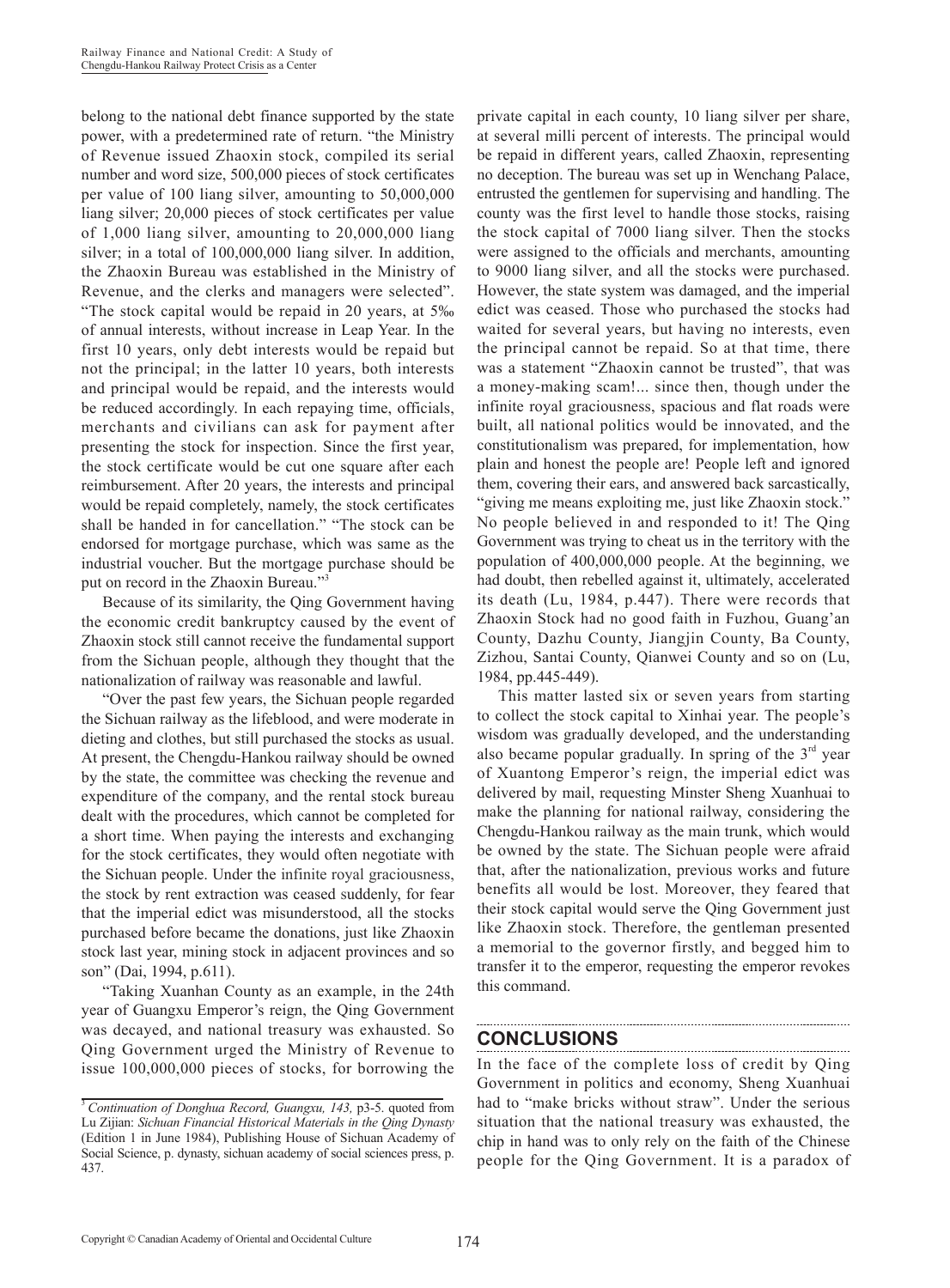belong to the national debt finance supported by the state power, with a predetermined rate of return. "the Ministry of Revenue issued Zhaoxin stock, compiled its serial number and word size, 500,000 pieces of stock certificates per value of 100 liang silver, amounting to 50,000,000 liang silver; 20,000 pieces of stock certificates per value of 1,000 liang silver, amounting to 20,000,000 liang silver; in a total of 100,000,000 liang silver. In addition, the Zhaoxin Bureau was established in the Ministry of Revenue, and the clerks and managers were selected". "The stock capital would be repaid in 20 years, at 5‰ of annual interests, without increase in Leap Year. In the first 10 years, only debt interests would be repaid but not the principal; in the latter 10 years, both interests and principal would be repaid, and the interests would be reduced accordingly. In each repaying time, officials, merchants and civilians can ask for payment after presenting the stock for inspection. Since the first year, the stock certificate would be cut one square after each reimbursement. After 20 years, the interests and principal would be repaid completely, namely, the stock certificates shall be handed in for cancellation." "The stock can be endorsed for mortgage purchase, which was same as the industrial voucher. But the mortgage purchase should be put on record in the Zhaoxin Bureau."[3]

Because of its similarity, the Qing Government having the economic credit bankruptcy caused by the event of Zhaoxin stock still cannot receive the fundamental support from the Sichuan people, although they thought that the nationalization of railway was reasonable and lawful.

"Over the past few years, the Sichuan people regarded the Sichuan railway as the lifeblood, and were moderate in dieting and clothes, but still purchased the stocks as usual. At present, the Chengdu-Hankou railway should be owned by the state, the committee was checking the revenue and expenditure of the company, and the rental stock bureau dealt with the procedures, which cannot be completed for a short time. When paying the interests and exchanging for the stock certificates, they would often negotiate with the Sichuan people. Under the infinite royal graciousness, the stock by rent extraction was ceased suddenly, for fear that the imperial edict was misunderstood, all the stocks purchased before became the donations, just like Zhaoxin stock last year, mining stock in adjacent provinces and so son" (Dai, 1994, p.611).

"Taking Xuanhan County as an example, in the 24th year of Guangxu Emperor's reign, the Qing Government was decayed, and national treasury was exhausted. So Qing Government urged the Ministry of Revenue to issue 100,000,000 pieces of stocks, for borrowing the private capital in each county, 10 liang silver per share, at several milli percent of interests. The principal would be repaid in different years, called Zhaoxin, representing no deception. The bureau was set up in Wenchang Palace, entrusted the gentlemen for supervising and handling. The county was the first level to handle those stocks, raising the stock capital of 7000 liang silver. Then the stocks were assigned to the officials and merchants, amounting to 9000 liang silver, and all the stocks were purchased. However, the state system was damaged, and the imperial edict was ceased. Those who purchased the stocks had waited for several years, but having no interests, even the principal cannot be repaid. So at that time, there was a statement "Zhaoxin cannot be trusted", that was a money-making scam!... since then, though under the infinite royal graciousness, spacious and flat roads were built, all national politics would be innovated, and the constitutionalism was prepared, for implementation, how plain and honest the people are! People left and ignored them, covering their ears, and answered back sarcastically, "giving me means exploiting me, just like Zhaoxin stock." No people believed in and responded to it! The Qing Government was trying to cheat us in the territory with the population of 400,000,000 people. At the beginning, we had doubt, then rebelled against it, ultimately, accelerated its death (Lu, 1984, p.447). There were records that Zhaoxin Stock had no good faith in Fuzhou, Guang'an County, Dazhu County, Jiangjin County, Ba County, Zizhou, Santai County, Qianwei County and so on (Lu, 1984, pp.445-449).

This matter lasted six or seven years from starting to collect the stock capital to Xinhai year. The people's wisdom was gradually developed, and the understanding also became popular gradually. In spring of the 3rd year of Xuantong Emperor's reign, the imperial edict was delivered by mail, requesting Minster Sheng Xuanhuai to make the planning for national railway, considering the Chengdu-Hankou railway as the main trunk, which would be owned by the state. The Sichuan people were afraid that, after the nationalization, previous works and future benefits all would be lost. Moreover, they feared that their stock capital would serve the Qing Government just like Zhaoxin stock. Therefore, the gentleman presented a memorial to the governor firstly, and begged him to transfer it to the emperor, requesting the emperor revokes this command.

## CONCLUSIONS

In the face of the complete loss of credit by Qing Government in politics and economy, Sheng Xuanhuai had to "make bricks without straw". Under the serious situation that the national treasury was exhausted, the chip in hand was to only rely on the faith of the Chinese people for the Qing Government. It is a paradox of

---

[3] *Continuation of Donghua Record, Guangxu, 143,* p3-5. quoted from Lu Zijian: *Sichuan Financial Historical Materials in the Qing Dynasty* (Edition 1 in June 1984), Publishing House of Sichuan Academy of Social Science, p. dynasty, sichuan academy of social sciences press, p. 437.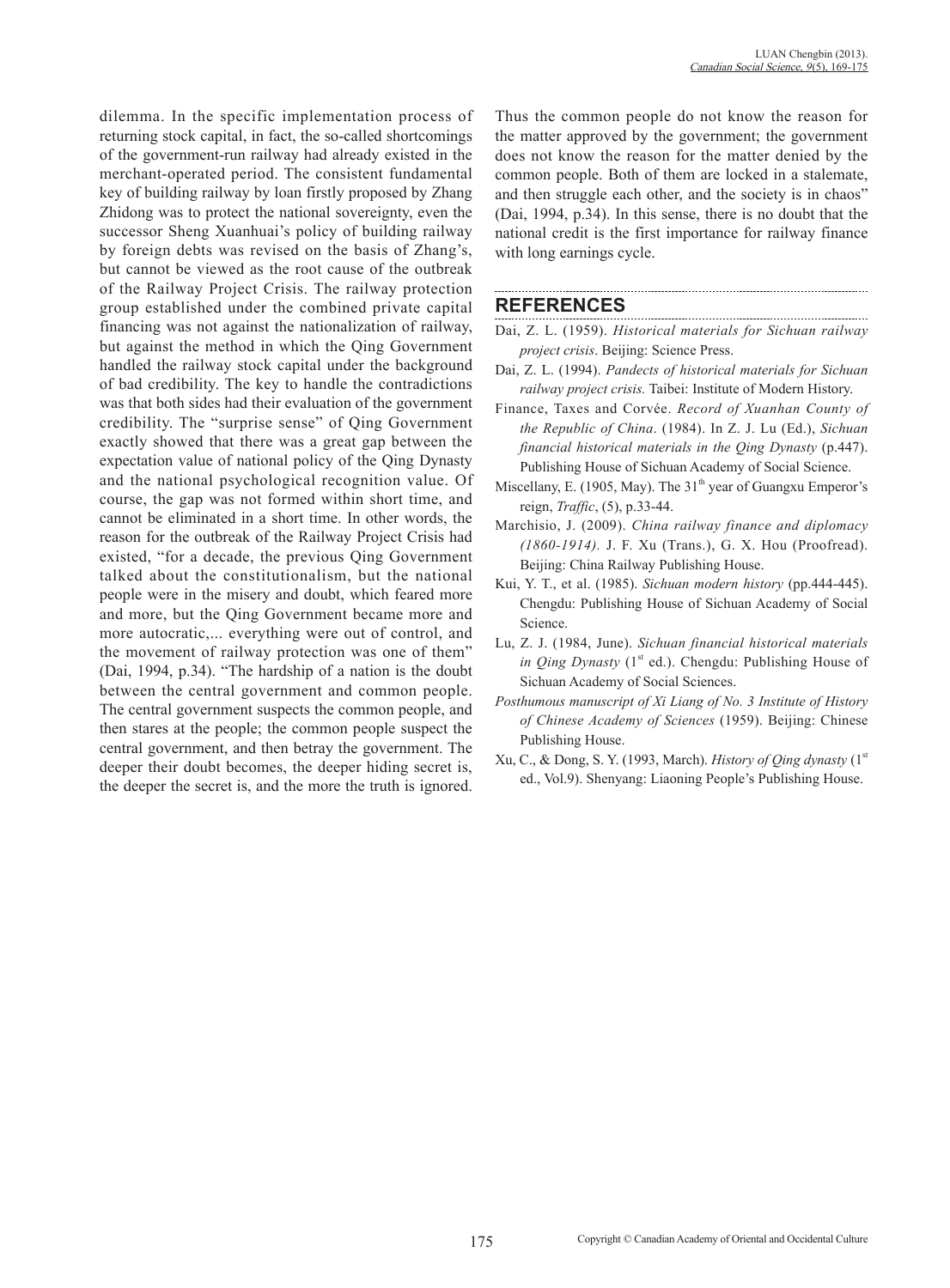dilemma. In the specific implementation process of returning stock capital, in fact, the so-called shortcomings of the government-run railway had already existed in the merchant-operated period. The consistent fundamental key of building railway by loan firstly proposed by Zhang Zhidong was to protect the national sovereignty, even the successor Sheng Xuanhuai's policy of building railway by foreign debts was revised on the basis of Zhang's, but cannot be viewed as the root cause of the outbreak of the Railway Project Crisis. The railway protection group established under the combined private capital financing was not against the nationalization of railway, but against the method in which the Qing Government handled the railway stock capital under the background of bad credibility. The key to handle the contradictions was that both sides had their evaluation of the government credibility. The "surprise sense" of Qing Government exactly showed that there was a great gap between the expectation value of national policy of the Qing Dynasty and the national psychological recognition value. Of course, the gap was not formed within short time, and cannot be eliminated in a short time. In other words, the reason for the outbreak of the Railway Project Crisis had existed, "for a decade, the previous Qing Government talked about the constitutionalism, but the national people were in the misery and doubt, which feared more and more, but the Qing Government became more and more autocratic,... everything were out of control, and the movement of railway protection was one of them" (Dai, 1994, p.34). "The hardship of a nation is the doubt between the central government and common people. The central government suspects the common people, and then stares at the people; the common people suspect the central government, and then betray the government. The deeper their doubt becomes, the deeper hiding secret is, the deeper the secret is, and the more the truth is ignored. Thus the common people do not know the reason for the matter approved by the government; the government does not know the reason for the matter denied by the common people. Both of them are locked in a stalemate, and then struggle each other, and the society is in chaos" (Dai, 1994, p.34). In this sense, there is no doubt that the national credit is the first importance for railway finance with long earnings cycle.

## REFERENCES

Dai, Z. L. (1959). *Historical materials for Sichuan railway project crisis*. Beijing: Science Press.

Dai, Z. L. (1994). *Pandects of historical materials for Sichuan railway project crisis.* Taibei: Institute of Modern History.

Finance, Taxes and Corvée. *Record of Xuanhan County of the Republic of China*. (1984). In Z. J. Lu (Ed.), *Sichuan financial historical materials in the Qing Dynasty* (p.447). Publishing House of Sichuan Academy of Social Science.

Miscellany, E. (1905, May). The 31th year of Guangxu Emperor's reign, *Traffic*, (5), p.33-44.

Marchisio, J. (2009). *China railway finance and diplomacy (1860-1914).* J. F. Xu (Trans.), G. X. Hou (Proofread). Beijing: China Railway Publishing House.

Kui, Y. T., et al. (1985). *Sichuan modern history* (pp.444-445). Chengdu: Publishing House of Sichuan Academy of Social Science.

Lu, Z. J. (1984, June). *Sichuan financial historical materials in Qing Dynasty* (1st ed.). Chengdu: Publishing House of Sichuan Academy of Social Sciences.

*Posthumous manuscript of Xi Liang of No. 3 Institute of History of Chinese Academy of Sciences* (1959). Beijing: Chinese Publishing House.

Xu, C., & Dong, S. Y. (1993, March). *History of Qing dynasty* (1st ed., Vol.9). Shenyang: Liaoning People's Publishing House.